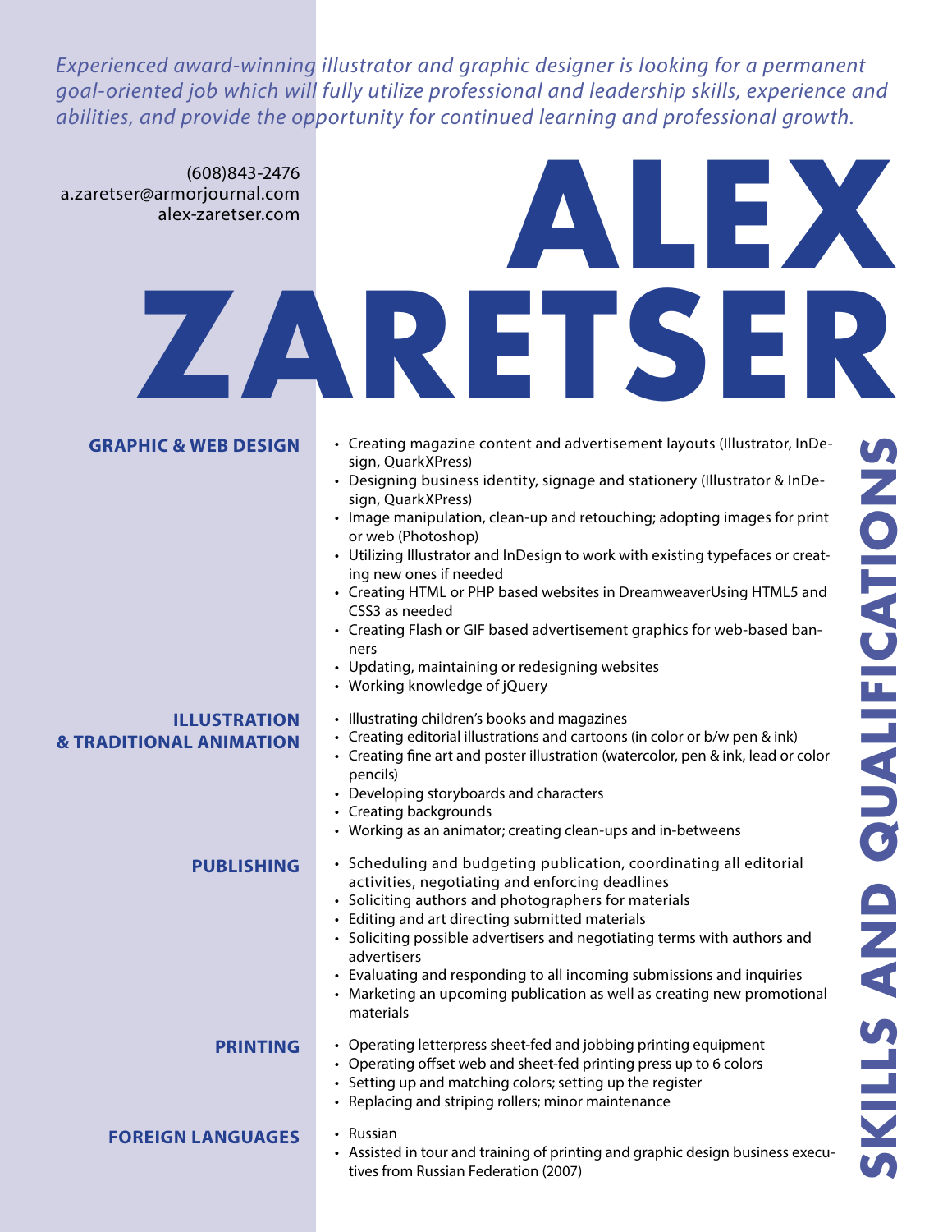*Experienced award-winning illustrator and graphic designer is looking for a permanent goal-oriented job which will fully utilize professional and leadership skills, experience and abilities, and provide the opportunity for continued learning and professional growth.*

(608)843-2476
a.zaretser@armorjournal.com
alex-zaretser.com

# ALEX ZARETSER

## SKILLS AND QUALIFICATIONS

### GRAPHIC & WEB DESIGN

- Creating magazine content and advertisement layouts (Illustrator, InDesign, QuarkXPress)
- Designing business identity, signage and stationery (Illustrator & InDesign, QuarkXPress)
- Image manipulation, clean-up and retouching; adopting images for print or web (Photoshop)
- Utilizing Illustrator and InDesign to work with existing typefaces or creating new ones if needed
- Creating HTML or PHP based websites in DreamweaverUsing HTML5 and CSS3 as needed
- Creating Flash or GIF based advertisement graphics for web-based banners
- Updating, maintaining or redesigning websites
- Working knowledge of jQuery

### ILLUSTRATION & TRADITIONAL ANIMATION

- Illustrating children's books and magazines
- Creating editorial illustrations and cartoons (in color or b/w pen & ink)
- Creating fine art and poster illustration (watercolor, pen & ink, lead or color pencils)
- Developing storyboards and characters
- Creating backgrounds
- Working as an animator; creating clean-ups and in-betweens

### PUBLISHING

- Scheduling and budgeting publication, coordinating all editorial activities, negotiating and enforcing deadlines
- Soliciting authors and photographers for materials
- Editing and art directing submitted materials
- Soliciting possible advertisers and negotiating terms with authors and advertisers
- Evaluating and responding to all incoming submissions and inquiries
- Marketing an upcoming publication as well as creating new promotional materials

### PRINTING

- Operating letterpress sheet-fed and jobbing printing equipment
- Operating offset web and sheet-fed printing press up to 6 colors
- Setting up and matching colors; setting up the register
- Replacing and striping rollers; minor maintenance

### FOREIGN LANGUAGES

- Russian
- Assisted in tour and training of printing and graphic design business executives from Russian Federation (2007)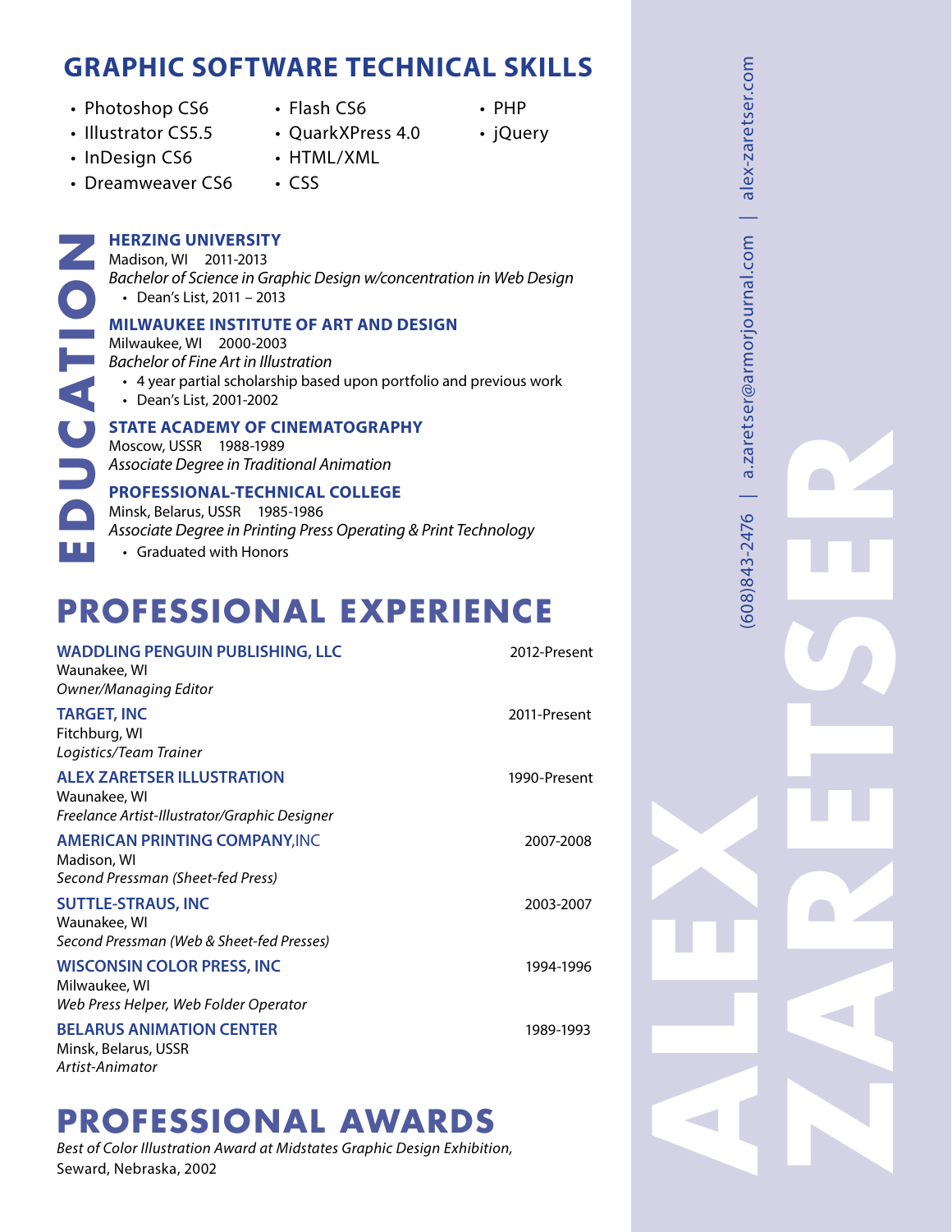## GRAPHIC SOFTWARE TECHNICAL SKILLS

- Photoshop CS6
- Illustrator CS5.5
- InDesign CS6
- Dreamweaver CS6
- Flash CS6
- QuarkXPress 4.0
- HTML/XML
- CSS
- PHP
- jQuery

## EDUCATION

### HERZING UNIVERSITY
Madison, WI 2011-2013
*Bachelor of Science in Graphic Design w/concentration in Web Design*
- Dean's List, 2011 – 2013

### MILWAUKEE INSTITUTE OF ART AND DESIGN
Milwaukee, WI 2000-2003
*Bachelor of Fine Art in Illustration*
- 4 year partial scholarship based upon portfolio and previous work
- Dean's List, 2001-2002

### STATE ACADEMY OF CINEMATOGRAPHY
Moscow, USSR 1988-1989
*Associate Degree in Traditional Animation*

### PROFESSIONAL-TECHNICAL COLLEGE
Minsk, Belarus, USSR 1985-1986
*Associate Degree in Printing Press Operating & Print Technology*
- Graduated with Honors

## PROFESSIONAL EXPERIENCE

### WADDLING PENGUIN PUBLISHING, LLC — 2012-Present
Waunakee, WI
*Owner/Managing Editor*

### TARGET, INC — 2011-Present
Fitchburg, WI
*Logistics/Team Trainer*

### ALEX ZARETSER ILLUSTRATION — 1990-Present
Waunakee, WI
*Freelance Artist-Illustrator/Graphic Designer*

### AMERICAN PRINTING COMPANY,INC — 2007-2008
Madison, WI
*Second Pressman (Sheet-fed Press)*

### SUTTLE-STRAUS, INC — 2003-2007
Waunakee, WI
*Second Pressman (Web & Sheet-fed Presses)*

### WISCONSIN COLOR PRESS, INC — 1994-1996
Milwaukee, WI
*Web Press Helper, Web Folder Operator*

### BELARUS ANIMATION CENTER — 1989-1993
Minsk, Belarus, USSR
*Artist-Animator*

## PROFESSIONAL AWARDS

*Best of Color Illustration Award at Midstates Graphic Design Exhibition,*
Seward, Nebraska, 2002

# ALEX ZARETSER

(608)843-2476 | a.zaretser@armorjournal.com | alex-zaretser.com